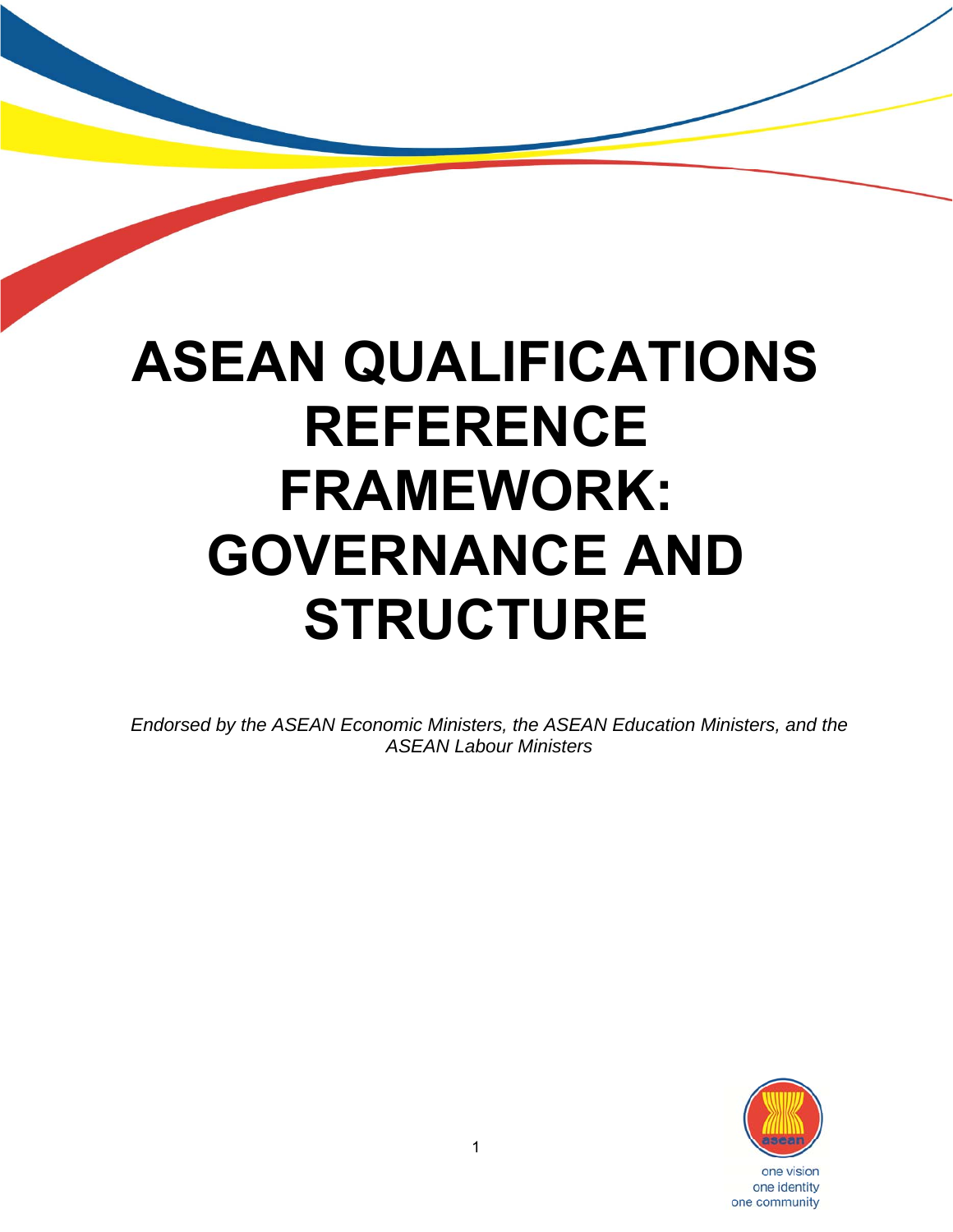# ASEAN QUALIFICATIONS REFERENCE FRAMEWORK: GOVERNANCE AND STRUCTURE

*Endorsed by the ASEAN Economic Ministers, the ASEAN Education Ministers, and the ASEAN Labour Ministers*

one vision
one identity
one community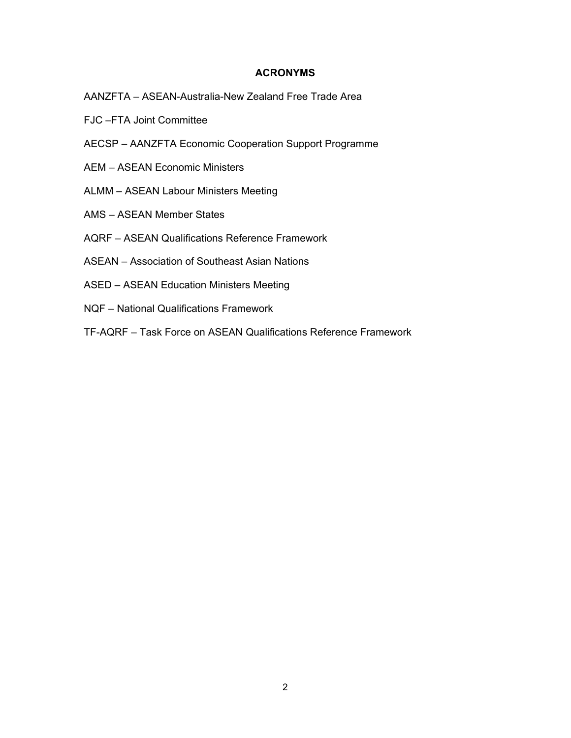## ACRONYMS

AANZFTA – ASEAN-Australia-New Zealand Free Trade Area

FJC –FTA Joint Committee

AECSP – AANZFTA Economic Cooperation Support Programme

AEM – ASEAN Economic Ministers

ALMM – ASEAN Labour Ministers Meeting

AMS – ASEAN Member States

AQRF – ASEAN Qualifications Reference Framework

ASEAN – Association of Southeast Asian Nations

ASED – ASEAN Education Ministers Meeting

NQF – National Qualifications Framework

TF-AQRF – Task Force on ASEAN Qualifications Reference Framework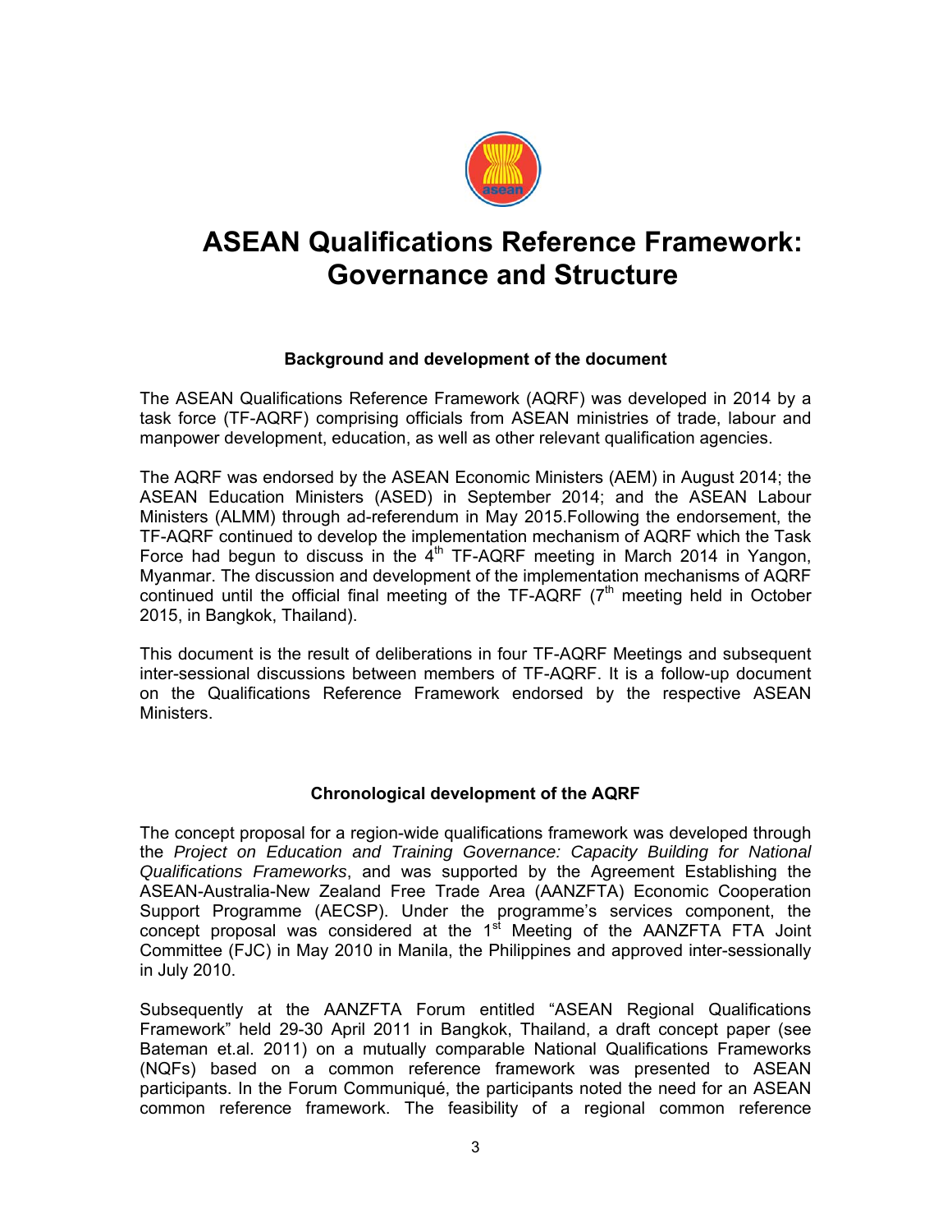# ASEAN Qualifications Reference Framework: Governance and Structure

### Background and development of the document

The ASEAN Qualifications Reference Framework (AQRF) was developed in 2014 by a task force (TF-AQRF) comprising officials from ASEAN ministries of trade, labour and manpower development, education, as well as other relevant qualification agencies.

The AQRF was endorsed by the ASEAN Economic Ministers (AEM) in August 2014; the ASEAN Education Ministers (ASED) in September 2014; and the ASEAN Labour Ministers (ALMM) through ad-referendum in May 2015.Following the endorsement, the TF-AQRF continued to develop the implementation mechanism of AQRF which the Task Force had begun to discuss in the 4th TF-AQRF meeting in March 2014 in Yangon, Myanmar. The discussion and development of the implementation mechanisms of AQRF continued until the official final meeting of the TF-AQRF (7th meeting held in October 2015, in Bangkok, Thailand).

This document is the result of deliberations in four TF-AQRF Meetings and subsequent inter-sessional discussions between members of TF-AQRF. It is a follow-up document on the Qualifications Reference Framework endorsed by the respective ASEAN Ministers.

### Chronological development of the AQRF

The concept proposal for a region-wide qualifications framework was developed through the *Project on Education and Training Governance: Capacity Building for National Qualifications Frameworks*, and was supported by the Agreement Establishing the ASEAN-Australia-New Zealand Free Trade Area (AANZFTA) Economic Cooperation Support Programme (AECSP). Under the programme's services component, the concept proposal was considered at the 1st Meeting of the AANZFTA FTA Joint Committee (FJC) in May 2010 in Manila, the Philippines and approved inter-sessionally in July 2010.

Subsequently at the AANZFTA Forum entitled "ASEAN Regional Qualifications Framework" held 29-30 April 2011 in Bangkok, Thailand, a draft concept paper (see Bateman et.al. 2011) on a mutually comparable National Qualifications Frameworks (NQFs) based on a common reference framework was presented to ASEAN participants. In the Forum Communiqué, the participants noted the need for an ASEAN common reference framework. The feasibility of a regional common reference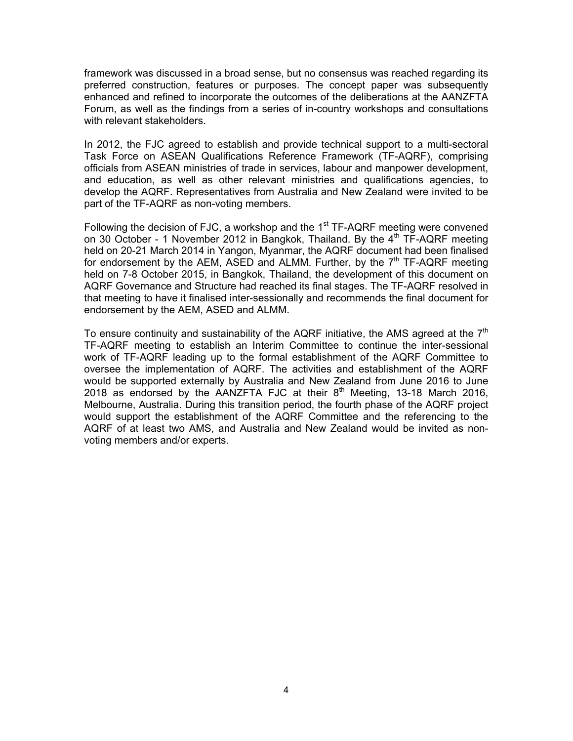framework was discussed in a broad sense, but no consensus was reached regarding its preferred construction, features or purposes. The concept paper was subsequently enhanced and refined to incorporate the outcomes of the deliberations at the AANZFTA Forum, as well as the findings from a series of in-country workshops and consultations with relevant stakeholders.

In 2012, the FJC agreed to establish and provide technical support to a multi-sectoral Task Force on ASEAN Qualifications Reference Framework (TF-AQRF), comprising officials from ASEAN ministries of trade in services, labour and manpower development, and education, as well as other relevant ministries and qualifications agencies, to develop the AQRF. Representatives from Australia and New Zealand were invited to be part of the TF-AQRF as non-voting members.

Following the decision of FJC, a workshop and the 1st TF-AQRF meeting were convened on 30 October - 1 November 2012 in Bangkok, Thailand. By the 4th TF-AQRF meeting held on 20-21 March 2014 in Yangon, Myanmar, the AQRF document had been finalised for endorsement by the AEM, ASED and ALMM. Further, by the 7th TF-AQRF meeting held on 7-8 October 2015, in Bangkok, Thailand, the development of this document on AQRF Governance and Structure had reached its final stages. The TF-AQRF resolved in that meeting to have it finalised inter-sessionally and recommends the final document for endorsement by the AEM, ASED and ALMM.

To ensure continuity and sustainability of the AQRF initiative, the AMS agreed at the 7th TF-AQRF meeting to establish an Interim Committee to continue the inter-sessional work of TF-AQRF leading up to the formal establishment of the AQRF Committee to oversee the implementation of AQRF. The activities and establishment of the AQRF would be supported externally by Australia and New Zealand from June 2016 to June 2018 as endorsed by the AANZFTA FJC at their 8th Meeting, 13-18 March 2016, Melbourne, Australia. During this transition period, the fourth phase of the AQRF project would support the establishment of the AQRF Committee and the referencing to the AQRF of at least two AMS, and Australia and New Zealand would be invited as non-voting members and/or experts.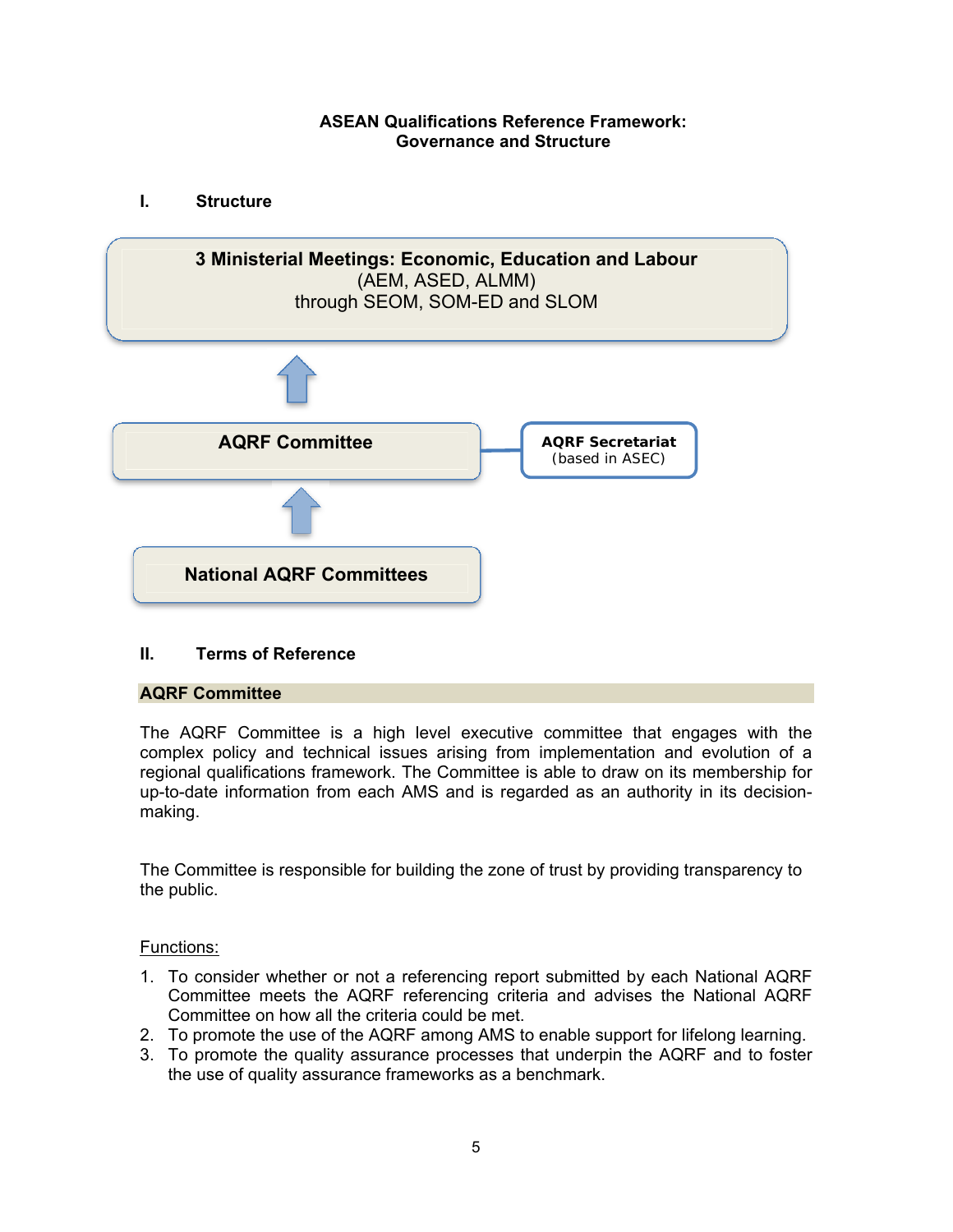**ASEAN Qualifications Reference Framework:**
**Governance and Structure**

## I. Structure

**3 Ministerial Meetings: Economic, Education and Labour**
(AEM, ASED, ALMM)
through SEOM, SOM-ED and SLOM

↑

**AQRF Committee** — **AQRF Secretariat** (based in ASEC)

↑

**National AQRF Committees**

## II. Terms of Reference

### AQRF Committee

The AQRF Committee is a high level executive committee that engages with the complex policy and technical issues arising from implementation and evolution of a regional qualifications framework. The Committee is able to draw on its membership for up-to-date information from each AMS and is regarded as an authority in its decision-making.

The Committee is responsible for building the zone of trust by providing transparency to the public.

<u>Functions:</u>

1. To consider whether or not a referencing report submitted by each National AQRF Committee meets the AQRF referencing criteria and advises the National AQRF Committee on how all the criteria could be met.
2. To promote the use of the AQRF among AMS to enable support for lifelong learning.
3. To promote the quality assurance processes that underpin the AQRF and to foster the use of quality assurance frameworks as a benchmark.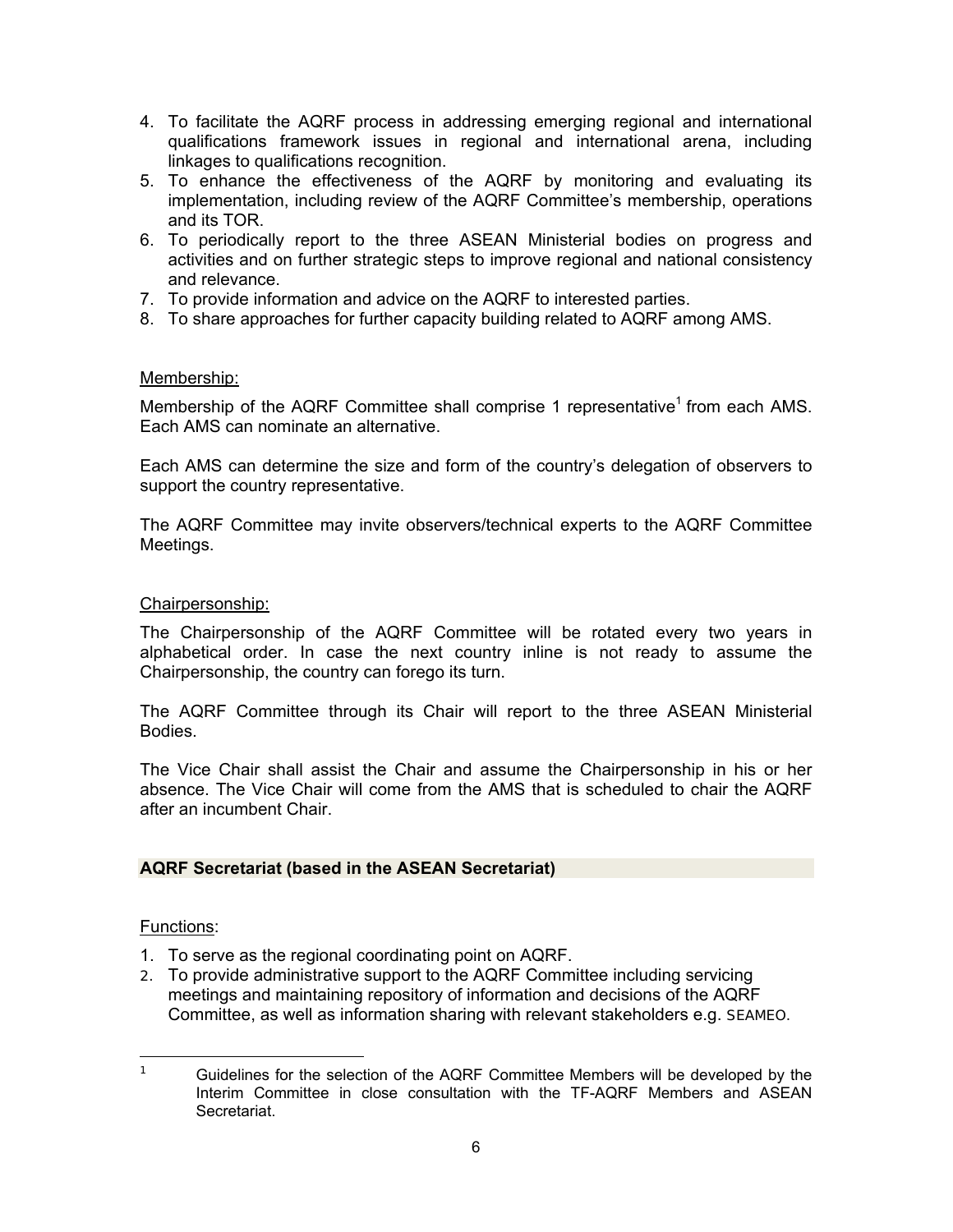4. To facilitate the AQRF process in addressing emerging regional and international qualifications framework issues in regional and international arena, including linkages to qualifications recognition.
5. To enhance the effectiveness of the AQRF by monitoring and evaluating its implementation, including review of the AQRF Committee's membership, operations and its TOR.
6. To periodically report to the three ASEAN Ministerial bodies on progress and activities and on further strategic steps to improve regional and national consistency and relevance.
7. To provide information and advice on the AQRF to interested parties.
8. To share approaches for further capacity building related to AQRF among AMS.

Membership:

Membership of the AQRF Committee shall comprise 1 representative[1] from each AMS. Each AMS can nominate an alternative.

Each AMS can determine the size and form of the country's delegation of observers to support the country representative.

The AQRF Committee may invite observers/technical experts to the AQRF Committee Meetings.

Chairpersonship:

The Chairpersonship of the AQRF Committee will be rotated every two years in alphabetical order. In case the next country inline is not ready to assume the Chairpersonship, the country can forego its turn.

The AQRF Committee through its Chair will report to the three ASEAN Ministerial Bodies.

The Vice Chair shall assist the Chair and assume the Chairpersonship in his or her absence. The Vice Chair will come from the AMS that is scheduled to chair the AQRF after an incumbent Chair.

**AQRF Secretariat (based in the ASEAN Secretariat)**

Functions:

1. To serve as the regional coordinating point on AQRF.
2. To provide administrative support to the AQRF Committee including servicing meetings and maintaining repository of information and decisions of the AQRF Committee, as well as information sharing with relevant stakeholders e.g. SEAMEO.

[1] Guidelines for the selection of the AQRF Committee Members will be developed by the Interim Committee in close consultation with the TF-AQRF Members and ASEAN Secretariat.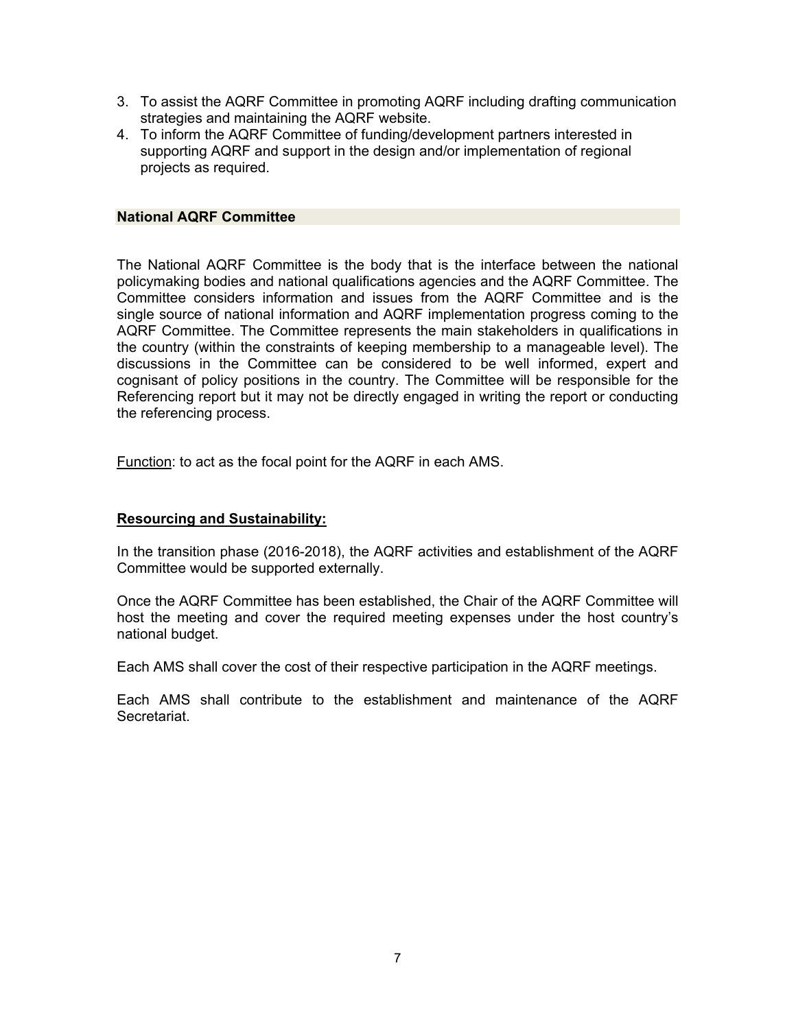3. To assist the AQRF Committee in promoting AQRF including drafting communication strategies and maintaining the AQRF website.
4. To inform the AQRF Committee of funding/development partners interested in supporting AQRF and support in the design and/or implementation of regional projects as required.

### National AQRF Committee

The National AQRF Committee is the body that is the interface between the national policymaking bodies and national qualifications agencies and the AQRF Committee. The Committee considers information and issues from the AQRF Committee and is the single source of national information and AQRF implementation progress coming to the AQRF Committee. The Committee represents the main stakeholders in qualifications in the country (within the constraints of keeping membership to a manageable level). The discussions in the Committee can be considered to be well informed, expert and cognisant of policy positions in the country. The Committee will be responsible for the Referencing report but it may not be directly engaged in writing the report or conducting the referencing process.

Function: to act as the focal point for the AQRF in each AMS.

**Resourcing and Sustainability:**

In the transition phase (2016-2018), the AQRF activities and establishment of the AQRF Committee would be supported externally.

Once the AQRF Committee has been established, the Chair of the AQRF Committee will host the meeting and cover the required meeting expenses under the host country's national budget.

Each AMS shall cover the cost of their respective participation in the AQRF meetings.

Each AMS shall contribute to the establishment and maintenance of the AQRF Secretariat.